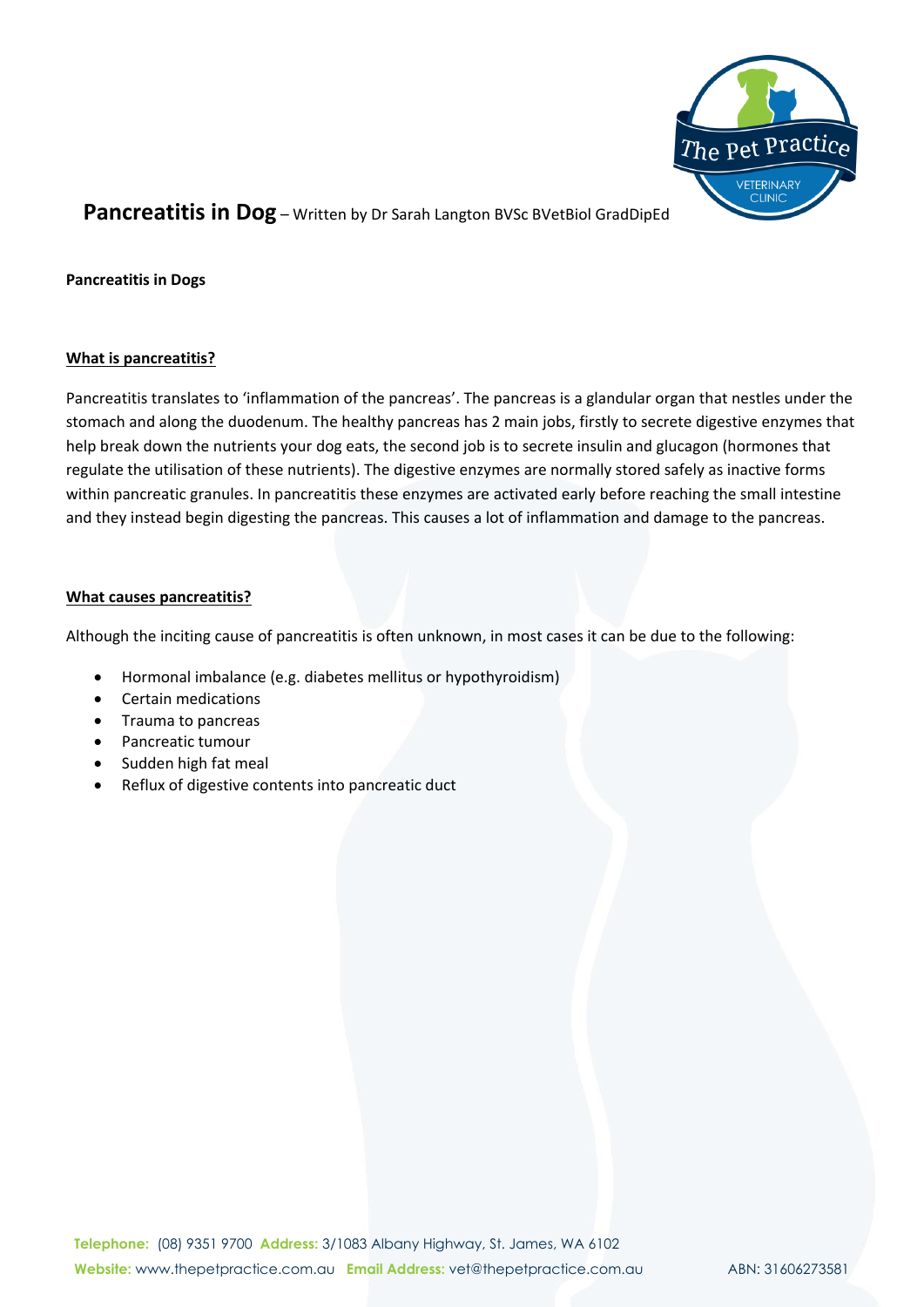# **Pancreatitis in Dog** – Written by Dr Sarah Langton BVSc BVetBiol GradDipEd

**Pancreatitis in Dogs**

## **What is pancreatitis?**

Pancreatitis translates to 'inflammation of the pancreas'. The pancreas is a glandular organ that nestles under the stomach and along the duodenum. The healthy pancreas has 2 main jobs, firstly to secrete digestive enzymes that help break down the nutrients your dog eats, the second job is to secrete insulin and glucagon (hormones that regulate the utilisation of these nutrients). The digestive enzymes are normally stored safely as inactive forms within pancreatic granules. In pancreatitis these enzymes are activated early before reaching the small intestine and they instead begin digesting the pancreas. This causes a lot of inflammation and damage to the pancreas.

## **What causes pancreatitis?**

Although the inciting cause of pancreatitis is often unknown, in most cases it can be due to the following:

- Hormonal imbalance (e.g. diabetes mellitus or hypothyroidism)
- Certain medications
- Trauma to pancreas
- Pancreatic tumour
- Sudden high fat meal
- Reflux of digestive contents into pancreatic duct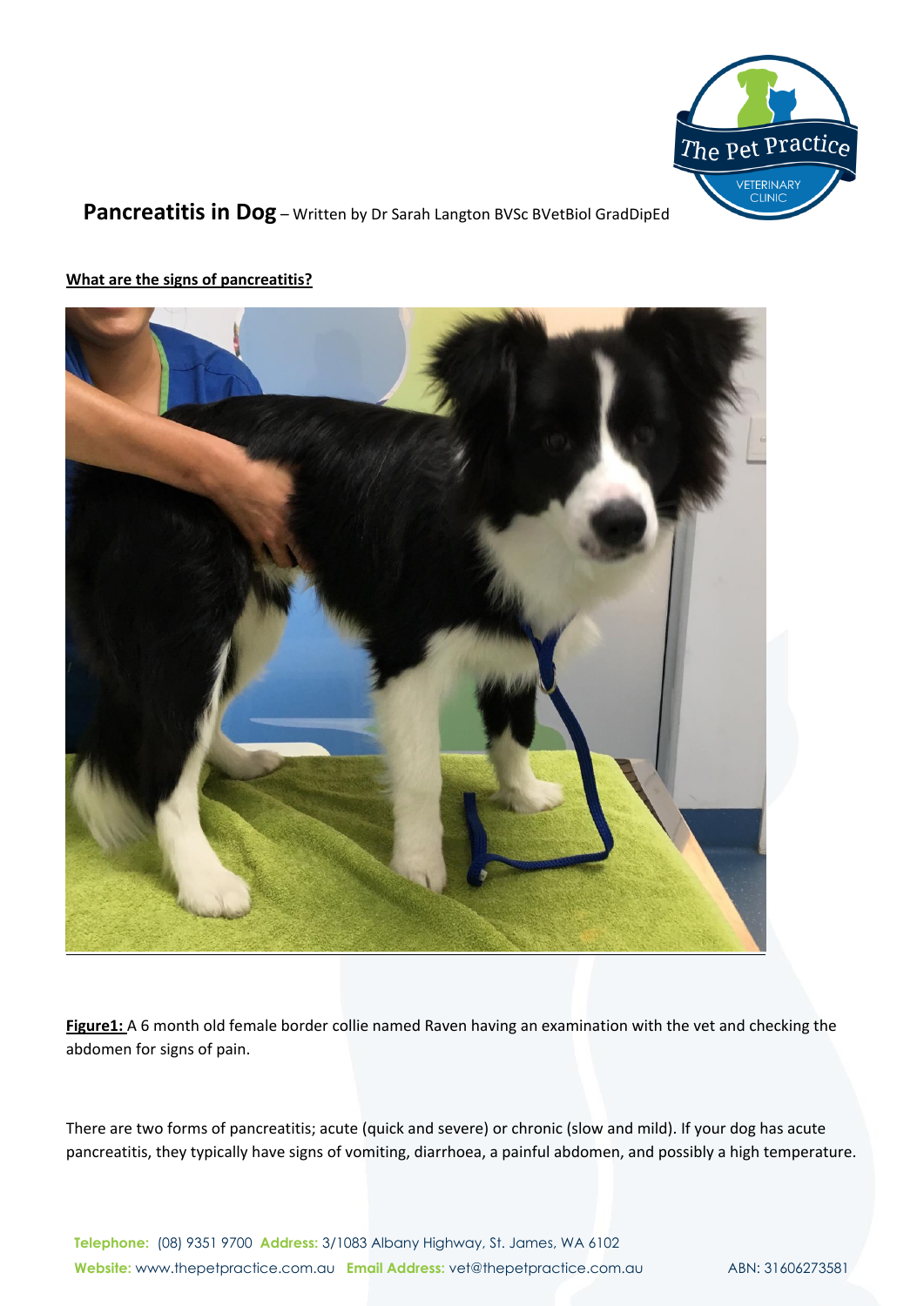**Pancreatitis in Dog** – Written by Dr Sarah Langton BVSc BVetBiol GradDipEd

**What are the signs of pancreatitis?**

**Figure1:** A 6 month old female border collie named Raven having an examination with the vet and checking the abdomen for signs of pain.

There are two forms of pancreatitis; acute (quick and severe) or chronic (slow and mild). If your dog has acute pancreatitis, they typically have signs of vomiting, diarrhoea, a painful abdomen, and possibly a high temperature.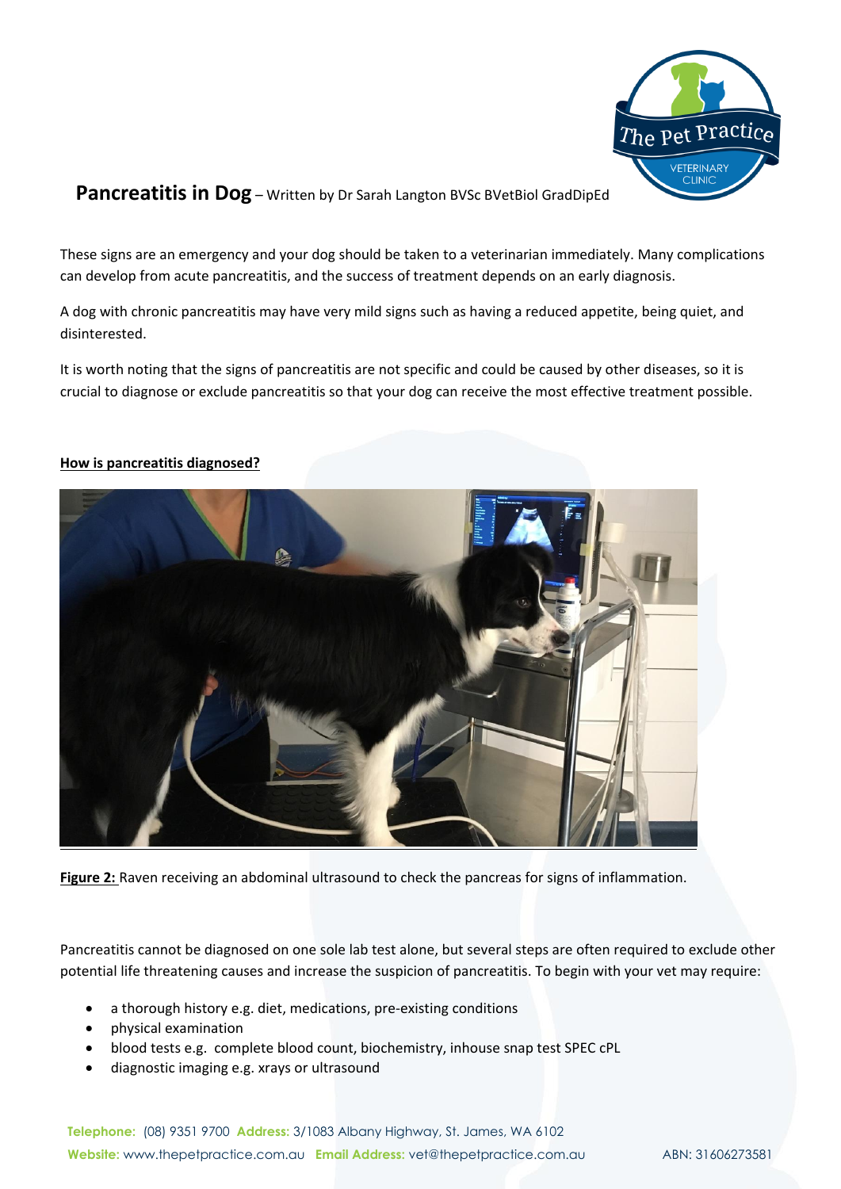These signs are an emergency and your dog should be taken to a veterinarian immediately. Many complications can develop from acute pancreatitis, and the success of treatment depends on an early diagnosis.

A dog with chronic pancreatitis may have very mild signs such as having a reduced appetite, being quiet, and disinterested.

It is worth noting that the signs of pancreatitis are not specific and could be caused by other diseases, so it is crucial to diagnose or exclude pancreatitis so that your dog can receive the most effective treatment possible.

**How is pancreatitis diagnosed?**

**Figure 2:** Raven receiving an abdominal ultrasound to check the pancreas for signs of inflammation.

Pancreatitis cannot be diagnosed on one sole lab test alone, but several steps are often required to exclude other potential life threatening causes and increase the suspicion of pancreatitis. To begin with your vet may require:

- a thorough history e.g. diet, medications, pre-existing conditions
- physical examination
- blood tests e.g. complete blood count, biochemistry, inhouse snap test SPEC cPL
- diagnostic imaging e.g. xrays or ultrasound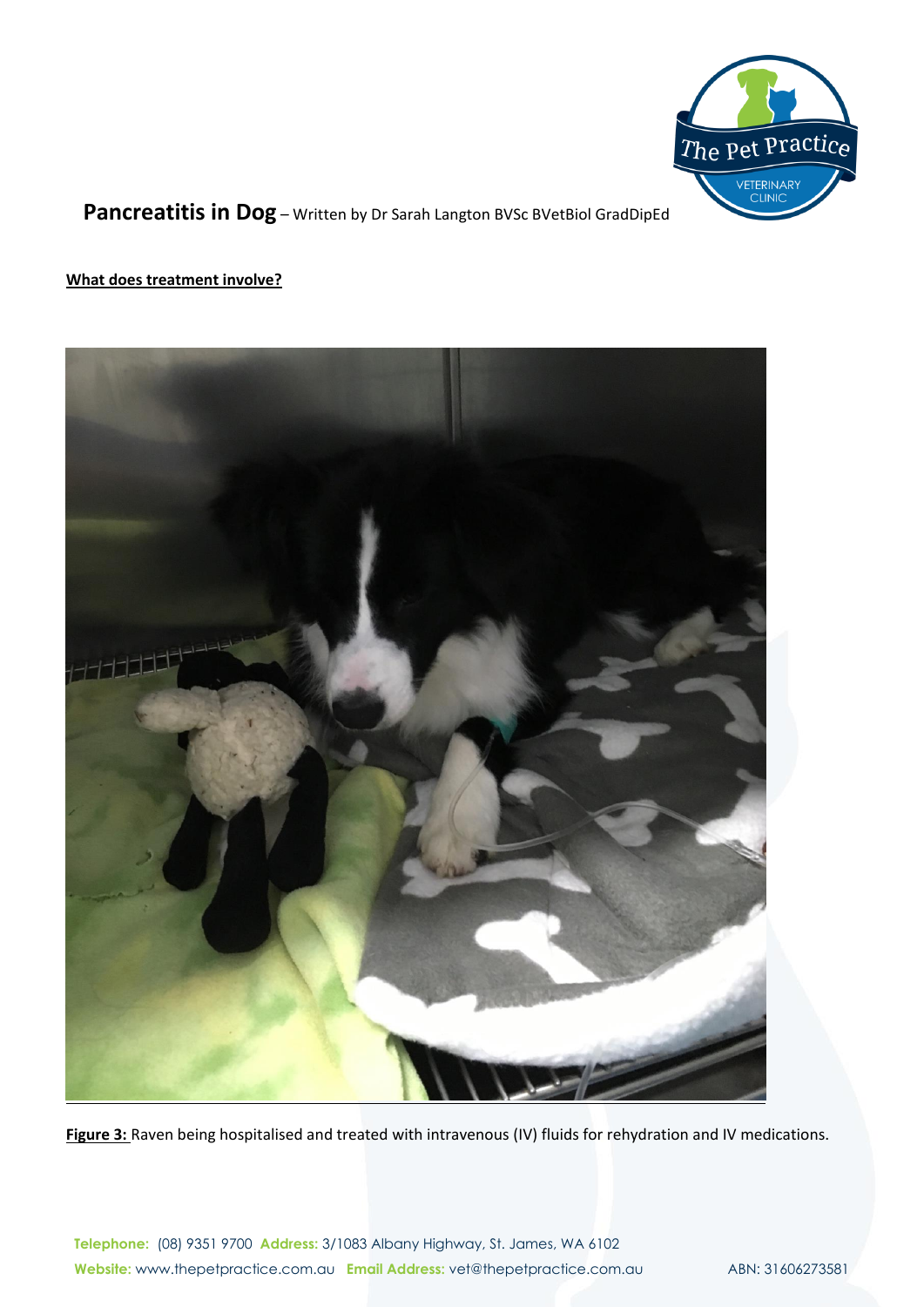**Pancreatitis in Dog** – Written by Dr Sarah Langton BVSc BVetBiol GradDipEd

**What does treatment involve?**

**Figure 3:** Raven being hospitalised and treated with intravenous (IV) fluids for rehydration and IV medications.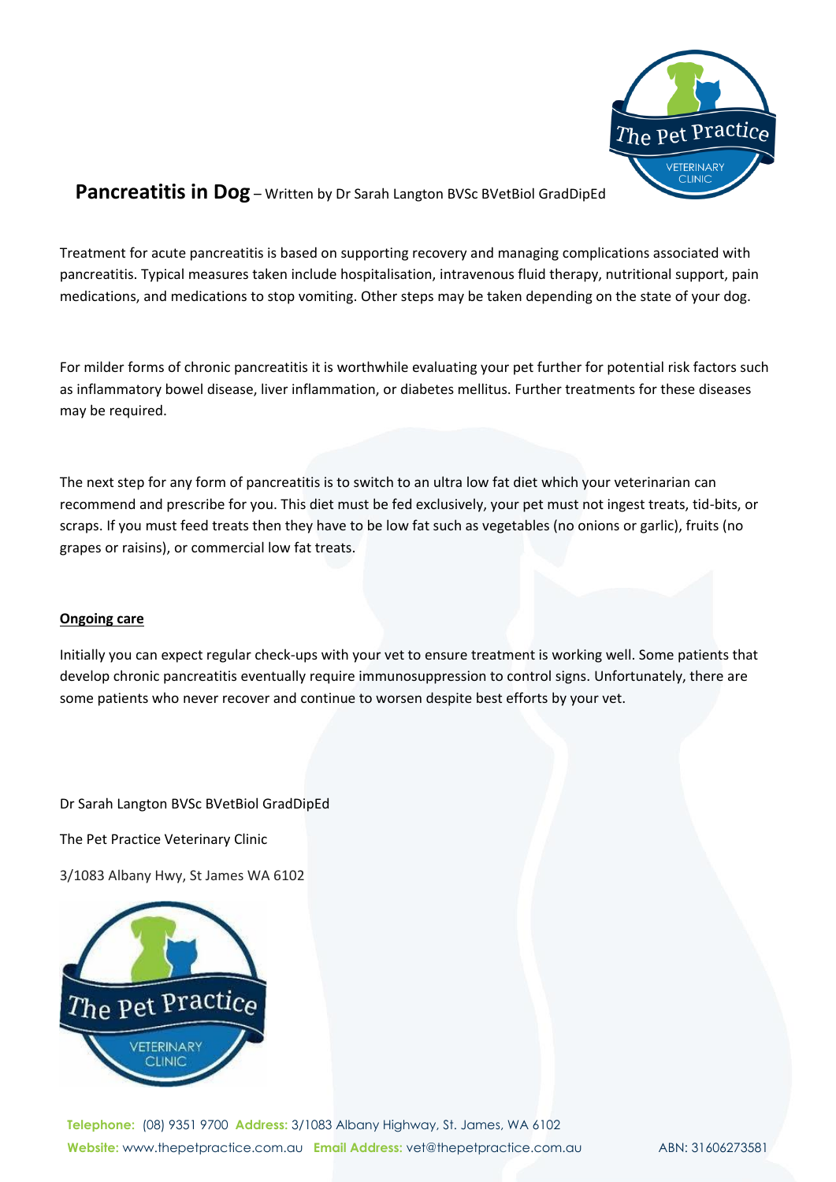## **Pancreatitis in Dog** – Written by Dr Sarah Langton BVSc BVetBiol GradDipEd

Treatment for acute pancreatitis is based on supporting recovery and managing complications associated with pancreatitis. Typical measures taken include hospitalisation, intravenous fluid therapy, nutritional support, pain medications, and medications to stop vomiting. Other steps may be taken depending on the state of your dog.

For milder forms of chronic pancreatitis it is worthwhile evaluating your pet further for potential risk factors such as inflammatory bowel disease, liver inflammation, or diabetes mellitus. Further treatments for these diseases may be required.

The next step for any form of pancreatitis is to switch to an ultra low fat diet which your veterinarian can recommend and prescribe for you. This diet must be fed exclusively, your pet must not ingest treats, tid-bits, or scraps. If you must feed treats then they have to be low fat such as vegetables (no onions or garlic), fruits (no grapes or raisins), or commercial low fat treats.

**Ongoing care**

Initially you can expect regular check-ups with your vet to ensure treatment is working well. Some patients that develop chronic pancreatitis eventually require immunosuppression to control signs. Unfortunately, there are some patients who never recover and continue to worsen despite best efforts by your vet.

Dr Sarah Langton BVSc BVetBiol GradDipEd

The Pet Practice Veterinary Clinic

3/1083 Albany Hwy, St James WA 6102

**Telephone:** (08) 9351 9700 **Address:** 3/1083 Albany Highway, St. James, WA 6102
**Website:** www.thepetpractice.com.au **Email Address:** vet@thepetpractice.com.au ABN: 31606273581